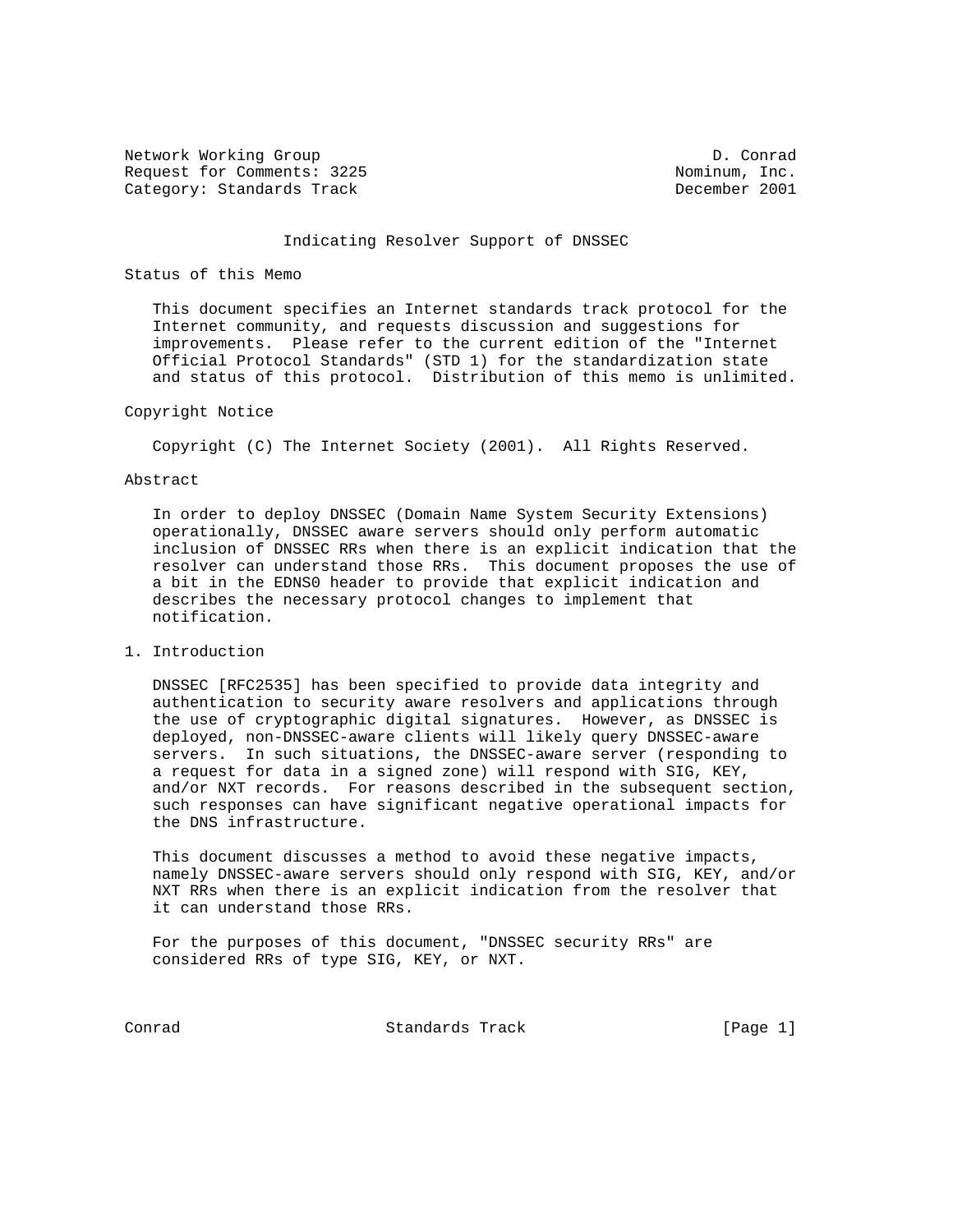Network Working Group D. Conrad
Request for Comments: 3225 Nominum, Inc.
Category: Standards Track December 2001

# Indicating Resolver Support of DNSSEC

## Status of this Memo

This document specifies an Internet standards track protocol for the Internet community, and requests discussion and suggestions for improvements. Please refer to the current edition of the "Internet Official Protocol Standards" (STD 1) for the standardization state and status of this protocol. Distribution of this memo is unlimited.

## Copyright Notice

Copyright (C) The Internet Society (2001). All Rights Reserved.

## Abstract

In order to deploy DNSSEC (Domain Name System Security Extensions) operationally, DNSSEC aware servers should only perform automatic inclusion of DNSSEC RRs when there is an explicit indication that the resolver can understand those RRs. This document proposes the use of a bit in the EDNS0 header to provide that explicit indication and describes the necessary protocol changes to implement that notification.

## 1. Introduction

DNSSEC [RFC2535] has been specified to provide data integrity and authentication to security aware resolvers and applications through the use of cryptographic digital signatures. However, as DNSSEC is deployed, non-DNSSEC-aware clients will likely query DNSSEC-aware servers. In such situations, the DNSSEC-aware server (responding to a request for data in a signed zone) will respond with SIG, KEY, and/or NXT records. For reasons described in the subsequent section, such responses can have significant negative operational impacts for the DNS infrastructure.

This document discusses a method to avoid these negative impacts, namely DNSSEC-aware servers should only respond with SIG, KEY, and/or NXT RRs when there is an explicit indication from the resolver that it can understand those RRs.

For the purposes of this document, "DNSSEC security RRs" are considered RRs of type SIG, KEY, or NXT.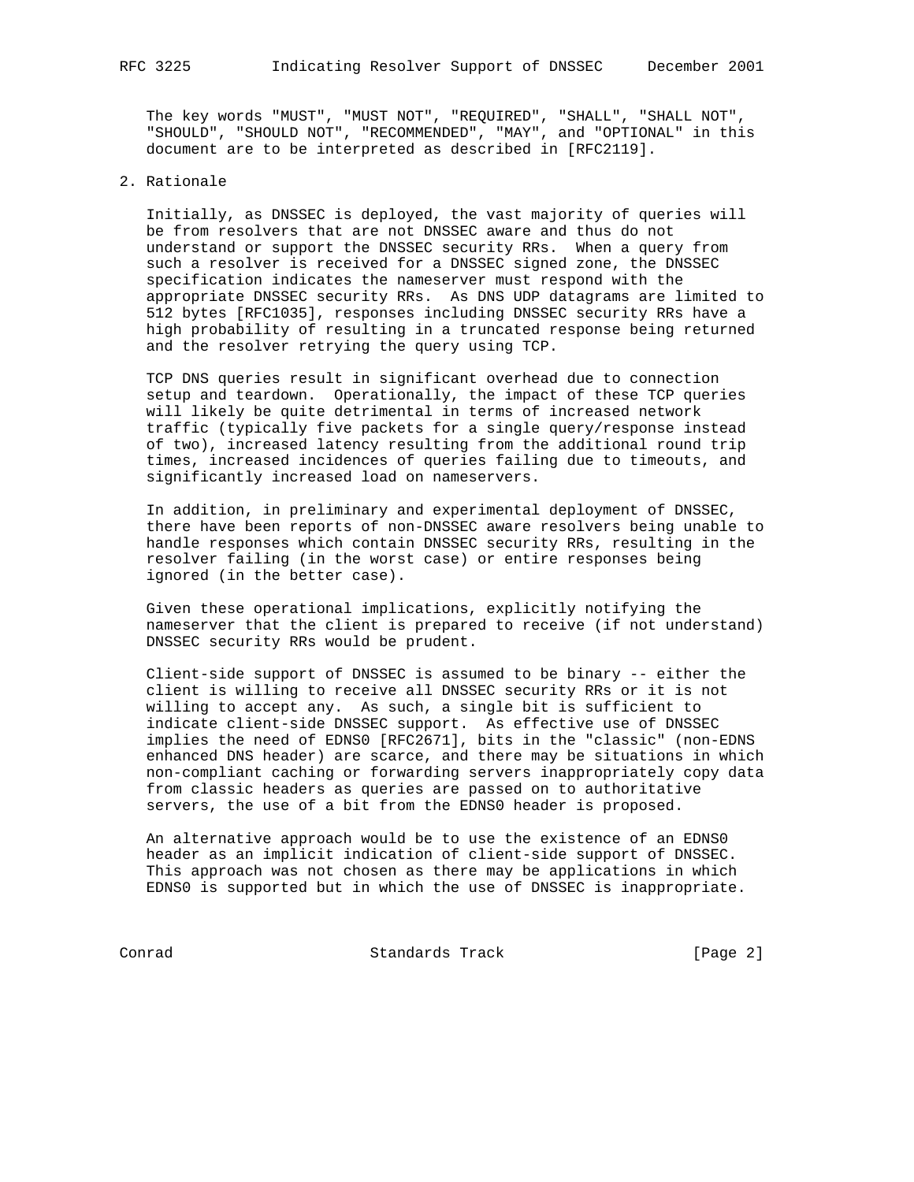The key words "MUST", "MUST NOT", "REQUIRED", "SHALL", "SHALL NOT", "SHOULD", "SHOULD NOT", "RECOMMENDED", "MAY", and "OPTIONAL" in this document are to be interpreted as described in [RFC2119].

## 2. Rationale

Initially, as DNSSEC is deployed, the vast majority of queries will be from resolvers that are not DNSSEC aware and thus do not understand or support the DNSSEC security RRs. When a query from such a resolver is received for a DNSSEC signed zone, the DNSSEC specification indicates the nameserver must respond with the appropriate DNSSEC security RRs. As DNS UDP datagrams are limited to 512 bytes [RFC1035], responses including DNSSEC security RRs have a high probability of resulting in a truncated response being returned and the resolver retrying the query using TCP.

TCP DNS queries result in significant overhead due to connection setup and teardown. Operationally, the impact of these TCP queries will likely be quite detrimental in terms of increased network traffic (typically five packets for a single query/response instead of two), increased latency resulting from the additional round trip times, increased incidences of queries failing due to timeouts, and significantly increased load on nameservers.

In addition, in preliminary and experimental deployment of DNSSEC, there have been reports of non-DNSSEC aware resolvers being unable to handle responses which contain DNSSEC security RRs, resulting in the resolver failing (in the worst case) or entire responses being ignored (in the better case).

Given these operational implications, explicitly notifying the nameserver that the client is prepared to receive (if not understand) DNSSEC security RRs would be prudent.

Client-side support of DNSSEC is assumed to be binary -- either the client is willing to receive all DNSSEC security RRs or it is not willing to accept any. As such, a single bit is sufficient to indicate client-side DNSSEC support. As effective use of DNSSEC implies the need of EDNS0 [RFC2671], bits in the "classic" (non-EDNS enhanced DNS header) are scarce, and there may be situations in which non-compliant caching or forwarding servers inappropriately copy data from classic headers as queries are passed on to authoritative servers, the use of a bit from the EDNS0 header is proposed.

An alternative approach would be to use the existence of an EDNS0 header as an implicit indication of client-side support of DNSSEC. This approach was not chosen as there may be applications in which EDNS0 is supported but in which the use of DNSSEC is inappropriate.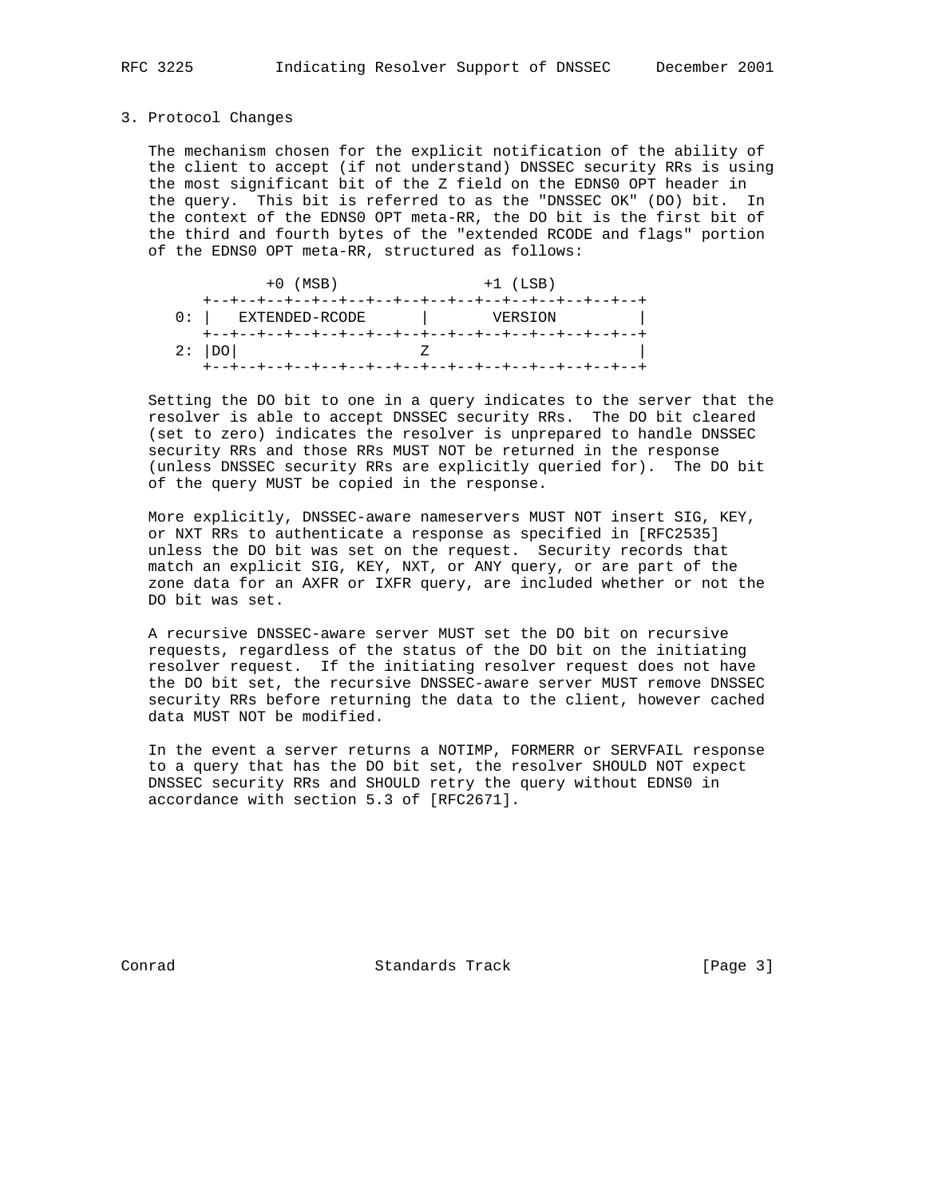## 3. Protocol Changes

The mechanism chosen for the explicit notification of the ability of the client to accept (if not understand) DNSSEC security RRs is using the most significant bit of the Z field on the EDNS0 OPT header in the query. This bit is referred to as the "DNSSEC OK" (DO) bit. In the context of the EDNS0 OPT meta-RR, the DO bit is the first bit of the third and fourth bytes of the "extended RCODE and flags" portion of the EDNS0 OPT meta-RR, structured as follows:

```
            +0 (MSB)                +1 (LSB)
     +--+--+--+--+--+--+--+--+--+--+--+--+--+--+--+--+
  0: |   EXTENDED-RCODE      |       VERSION         |
     +--+--+--+--+--+--+--+--+--+--+--+--+--+--+--+--+
  2: |DO|                    Z                       |
     +--+--+--+--+--+--+--+--+--+--+--+--+--+--+--+--+
```

Setting the DO bit to one in a query indicates to the server that the resolver is able to accept DNSSEC security RRs. The DO bit cleared (set to zero) indicates the resolver is unprepared to handle DNSSEC security RRs and those RRs MUST NOT be returned in the response (unless DNSSEC security RRs are explicitly queried for). The DO bit of the query MUST be copied in the response.

More explicitly, DNSSEC-aware nameservers MUST NOT insert SIG, KEY, or NXT RRs to authenticate a response as specified in [RFC2535] unless the DO bit was set on the request. Security records that match an explicit SIG, KEY, NXT, or ANY query, or are part of the zone data for an AXFR or IXFR query, are included whether or not the DO bit was set.

A recursive DNSSEC-aware server MUST set the DO bit on recursive requests, regardless of the status of the DO bit on the initiating resolver request. If the initiating resolver request does not have the DO bit set, the recursive DNSSEC-aware server MUST remove DNSSEC security RRs before returning the data to the client, however cached data MUST NOT be modified.

In the event a server returns a NOTIMP, FORMERR or SERVFAIL response to a query that has the DO bit set, the resolver SHOULD NOT expect DNSSEC security RRs and SHOULD retry the query without EDNS0 in accordance with section 5.3 of [RFC2671].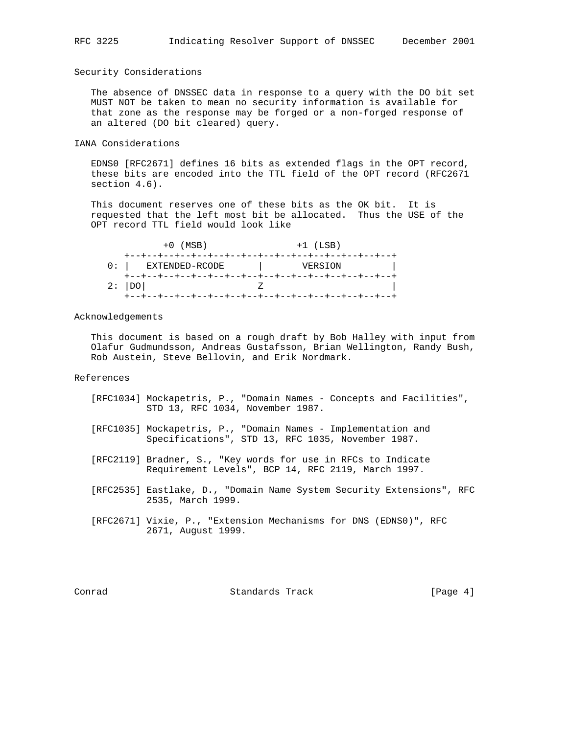## Security Considerations

The absence of DNSSEC data in response to a query with the DO bit set MUST NOT be taken to mean no security information is available for that zone as the response may be forged or a non-forged response of an altered (DO bit cleared) query.

## IANA Considerations

EDNS0 [RFC2671] defines 16 bits as extended flags in the OPT record, these bits are encoded into the TTL field of the OPT record (RFC2671 section 4.6).

This document reserves one of these bits as the OK bit. It is requested that the left most bit be allocated. Thus the USE of the OPT record TTL field would look like

```
             +0 (MSB)                +1 (LSB)
      +--+--+--+--+--+--+--+--+--+--+--+--+--+--+--+--+
   0: |   EXTENDED-RCODE      |       VERSION         |
      +--+--+--+--+--+--+--+--+--+--+--+--+--+--+--+--+
   2: |DO|                 Z                          |
      +--+--+--+--+--+--+--+--+--+--+--+--+--+--+--+--+
```

## Acknowledgements

This document is based on a rough draft by Bob Halley with input from Olafur Gudmundsson, Andreas Gustafsson, Brian Wellington, Randy Bush, Rob Austein, Steve Bellovin, and Erik Nordmark.

## References

[RFC1034] Mockapetris, P., "Domain Names - Concepts and Facilities", STD 13, RFC 1034, November 1987.

[RFC1035] Mockapetris, P., "Domain Names - Implementation and Specifications", STD 13, RFC 1035, November 1987.

[RFC2119] Bradner, S., "Key words for use in RFCs to Indicate Requirement Levels", BCP 14, RFC 2119, March 1997.

[RFC2535] Eastlake, D., "Domain Name System Security Extensions", RFC 2535, March 1999.

[RFC2671] Vixie, P., "Extension Mechanisms for DNS (EDNS0)", RFC 2671, August 1999.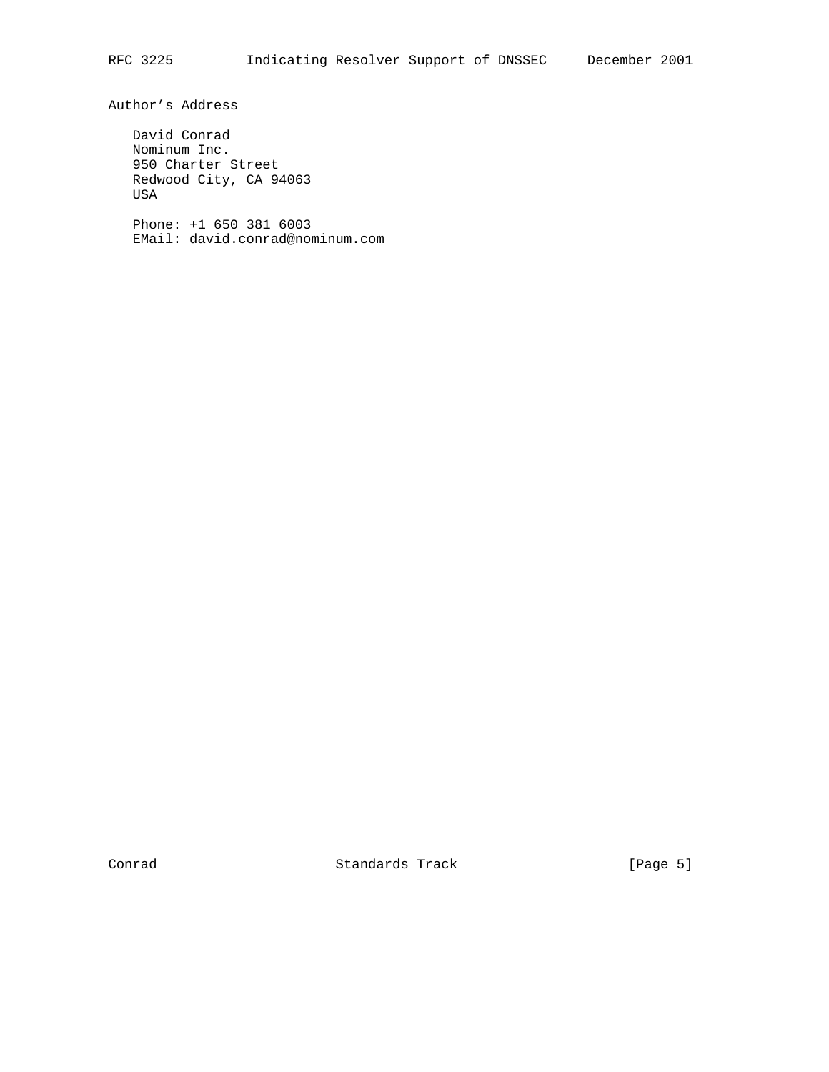## Author's Address

David Conrad
Nominum Inc.
950 Charter Street
Redwood City, CA 94063
USA

Phone: +1 650 381 6003
EMail: david.conrad@nominum.com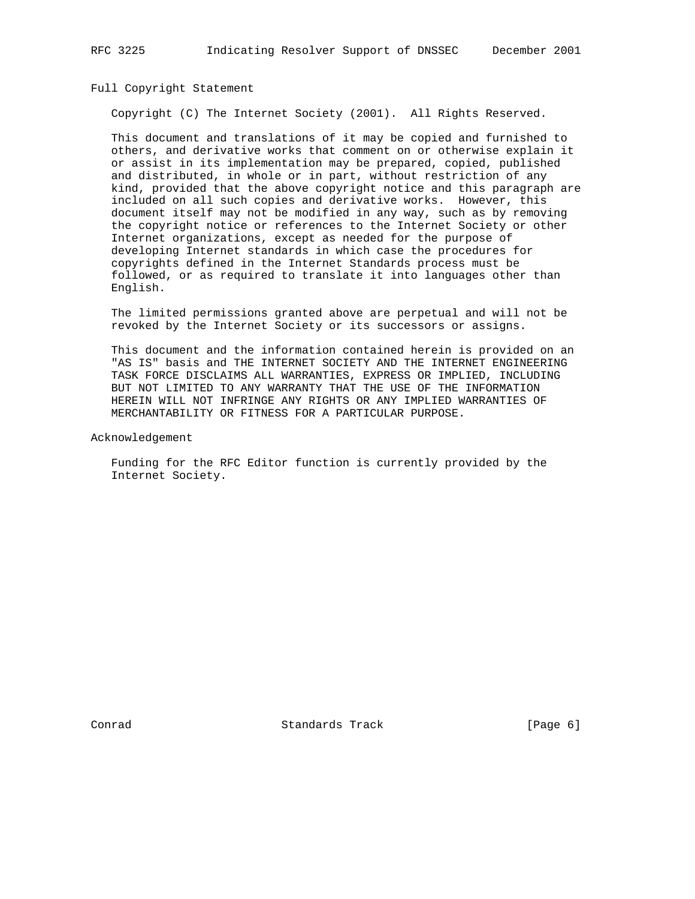## Full Copyright Statement

Copyright (C) The Internet Society (2001). All Rights Reserved.

This document and translations of it may be copied and furnished to others, and derivative works that comment on or otherwise explain it or assist in its implementation may be prepared, copied, published and distributed, in whole or in part, without restriction of any kind, provided that the above copyright notice and this paragraph are included on all such copies and derivative works. However, this document itself may not be modified in any way, such as by removing the copyright notice or references to the Internet Society or other Internet organizations, except as needed for the purpose of developing Internet standards in which case the procedures for copyrights defined in the Internet Standards process must be followed, or as required to translate it into languages other than English.

The limited permissions granted above are perpetual and will not be revoked by the Internet Society or its successors or assigns.

This document and the information contained herein is provided on an "AS IS" basis and THE INTERNET SOCIETY AND THE INTERNET ENGINEERING TASK FORCE DISCLAIMS ALL WARRANTIES, EXPRESS OR IMPLIED, INCLUDING BUT NOT LIMITED TO ANY WARRANTY THAT THE USE OF THE INFORMATION HEREIN WILL NOT INFRINGE ANY RIGHTS OR ANY IMPLIED WARRANTIES OF MERCHANTABILITY OR FITNESS FOR A PARTICULAR PURPOSE.

## Acknowledgement

Funding for the RFC Editor function is currently provided by the Internet Society.